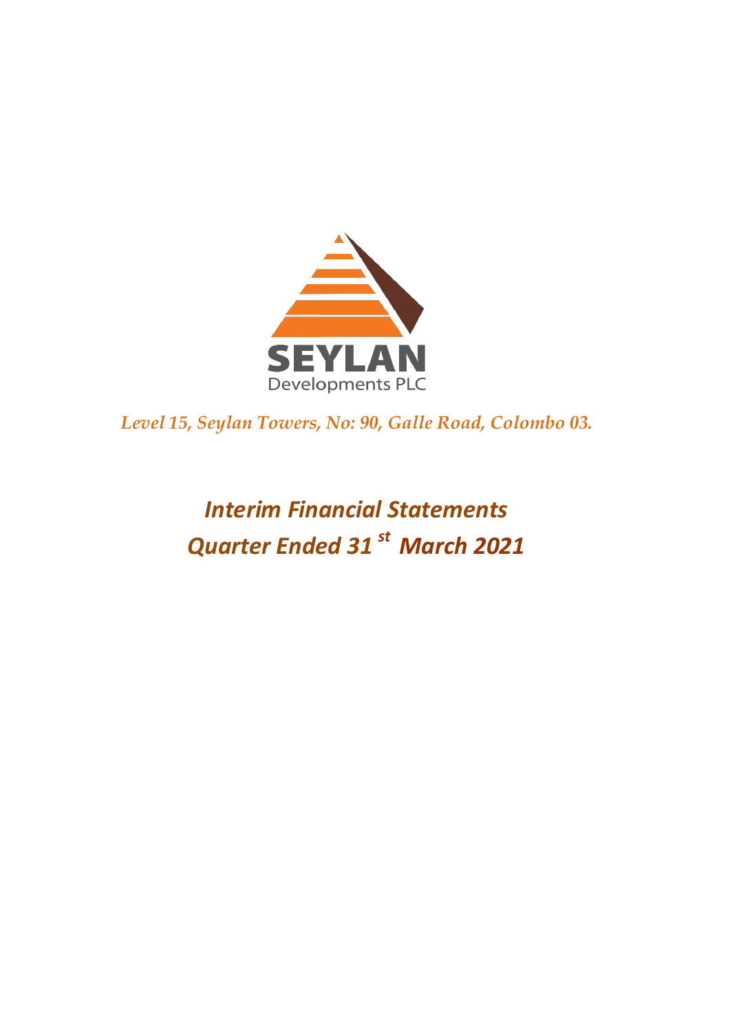SEYLAN

Developments PLC

*Level 15, Seylan Towers, No: 90, Galle Road, Colombo 03.*

# *Interim Financial Statements*
# *Quarter Ended 31 st March 2021*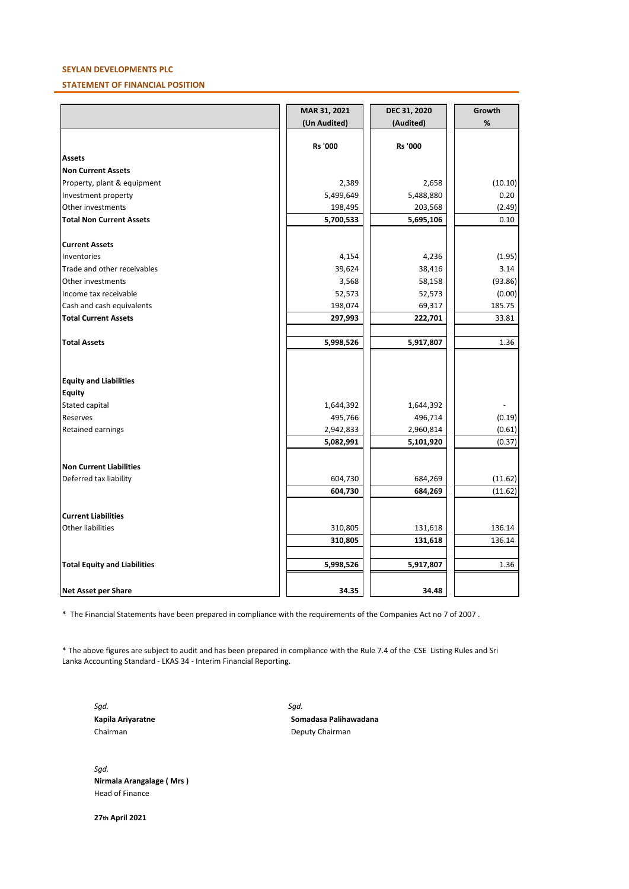**SEYLAN DEVELOPMENTS PLC**

**STATEMENT OF FINANCIAL POSITION**

| | MAR 31, 2021 (Un Audited) | DEC 31, 2020 (Audited) | Growth % |
|---|---|---|---|
| | **Rs '000** | **Rs '000** | |
| **Assets** | | | |
| **Non Current Assets** | | | |
| Property, plant & equipment | 2,389 | 2,658 | (10.10) |
| Investment property | 5,499,649 | 5,488,880 | 0.20 |
| Other investments | 198,495 | 203,568 | (2.49) |
| **Total Non Current Assets** | **5,700,533** | **5,695,106** | 0.10 |
| | | | |
| **Current Assets** | | | |
| Inventories | 4,154 | 4,236 | (1.95) |
| Trade and other receivables | 39,624 | 38,416 | 3.14 |
| Other investments | 3,568 | 58,158 | (93.86) |
| Income tax receivable | 52,573 | 52,573 | (0.00) |
| Cash and cash equivalents | 198,074 | 69,317 | 185.75 |
| **Total Current Assets** | **297,993** | **222,701** | 33.81 |
| | | | |
| **Total Assets** | **5,998,526** | **5,917,807** | 1.36 |
| | | | |
| **Equity and Liabilities** | | | |
| **Equity** | | | |
| Stated capital | 1,644,392 | 1,644,392 | - |
| Reserves | 495,766 | 496,714 | (0.19) |
| Retained earnings | 2,942,833 | 2,960,814 | (0.61) |
| | **5,082,991** | **5,101,920** | (0.37) |
| | | | |
| **Non Current Liabilities** | | | |
| Deferred tax liability | 604,730 | 684,269 | (11.62) |
| | **604,730** | **684,269** | (11.62) |
| | | | |
| **Current Liabilities** | | | |
| Other liabilities | 310,805 | 131,618 | 136.14 |
| | **310,805** | **131,618** | 136.14 |
| | | | |
| **Total Equity and Liabilities** | **5,998,526** | **5,917,807** | 1.36 |
| | | | |
| **Net Asset per Share** | **34.35** | **34.48** | |

\* The Financial Statements have been prepared in compliance with the requirements of the Companies Act no 7 of 2007 .

\* The above figures are subject to audit and has been prepared in compliance with the Rule 7.4 of the CSE Listing Rules and Sri Lanka Accounting Standard - LKAS 34 - Interim Financial Reporting.

*Sgd.*
**Kapila Ariyaratne**
Chairman

*Sgd.*
**Somadasa Palihawadana**
Deputy Chairman

*Sgd.*
**Nirmala Arangalage ( Mrs )**
Head of Finance

**27th April 2021**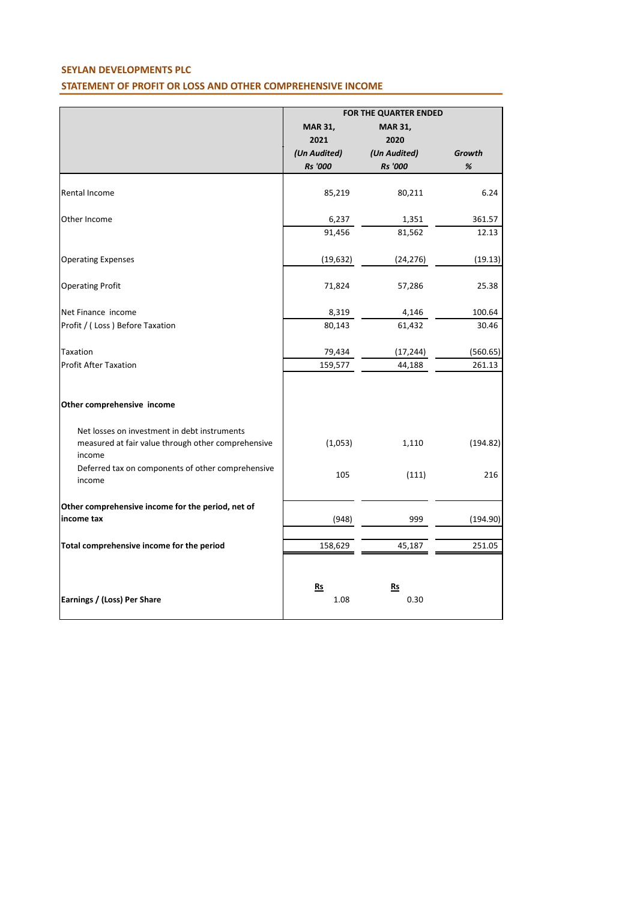**SEYLAN DEVELOPMENTS PLC**

**STATEMENT OF PROFIT OR LOSS AND OTHER COMPREHENSIVE INCOME**

| | FOR THE QUARTER ENDED | | |
|---|---|---|---|
| | **MAR 31, 2021** | **MAR 31, 2020** | |
| | ***(Un Audited)*** | ***(Un Audited)*** | ***Growth*** |
| | ***Rs '000*** | ***Rs '000*** | ***%*** |
| Rental Income | 85,219 | 80,211 | 6.24 |
| Other Income | 6,237 | 1,351 | 361.57 |
| | 91,456 | 81,562 | 12.13 |
| Operating Expenses | (19,632) | (24,276) | (19.13) |
| Operating Profit | 71,824 | 57,286 | 25.38 |
| Net Finance income | 8,319 | 4,146 | 100.64 |
| Profit / ( Loss ) Before Taxation | 80,143 | 61,432 | 30.46 |
| Taxation | 79,434 | (17,244) | (560.65) |
| Profit After Taxation | 159,577 | 44,188 | 261.13 |
| **Other comprehensive income** | | | |
| Net losses on investment in debt instruments measured at fair value through other comprehensive income | (1,053) | 1,110 | (194.82) |
| Deferred tax on components of other comprehensive income | 105 | (111) | 216 |
| **Other comprehensive income for the period, net of income tax** | (948) | 999 | (194.90) |
| **Total comprehensive income for the period** | 158,629 | 45,187 | 251.05 |
| | Rs | Rs | |
| **Earnings / (Loss) Per Share** | 1.08 | 0.30 | |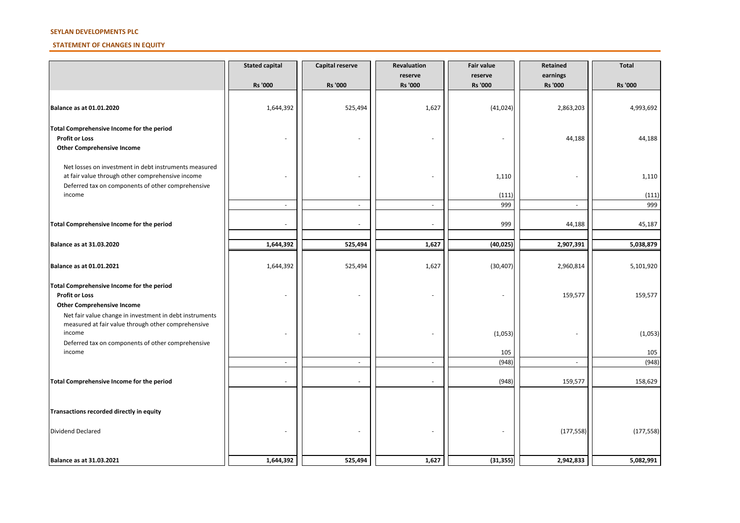**SEYLAN DEVELOPMENTS PLC**

**STATEMENT OF CHANGES IN EQUITY**

| | Stated capital<br>Rs '000 | Capital reserve<br>Rs '000 | Revaluation reserve<br>Rs '000 | Fair value reserve<br>Rs '000 | Retained earnings<br>Rs '000 | Total<br>Rs '000 |
|---|---|---|---|---|---|---|
| **Balance as at 01.01.2020** | 1,644,392 | 525,494 | 1,627 | (41,024) | 2,863,203 | 4,993,692 |
| **Total Comprehensive Income for the period** | | | | | | |
| **Profit or Loss** | - | - | - | - | 44,188 | 44,188 |
| **Other Comprehensive Income** | | | | | | |
| Net losses on investment in debt instruments measured at fair value through other comprehensive income | - | - | - | 1,110 | - | 1,110 |
| Deferred tax on components of other comprehensive income | | | | (111) | | (111) |
| | - | - | - | 999 | - | 999 |
| **Total Comprehensive Income for the period** | - | - | - | 999 | 44,188 | 45,187 |
| **Balance as at 31.03.2020** | **1,644,392** | **525,494** | **1,627** | **(40,025)** | **2,907,391** | **5,038,879** |
| **Balance as at 01.01.2021** | 1,644,392 | 525,494 | 1,627 | (30,407) | 2,960,814 | 5,101,920 |
| **Total Comprehensive Income for the period** | | | | | | |
| **Profit or Loss** | - | - | - | - | 159,577 | 159,577 |
| **Other Comprehensive Income** | | | | | | |
| Net fair value change in investment in debt instruments measured at fair value through other comprehensive income | - | - | - | (1,053) | - | (1,053) |
| Deferred tax on components of other comprehensive income | | | | 105 | | 105 |
| | - | - | - | (948) | - | (948) |
| **Total Comprehensive Income for the period** | - | - | - | (948) | 159,577 | 158,629 |
| **Transactions recorded directly in equity** | | | | | | |
| Dividend Declared | - | - | - | - | (177,558) | (177,558) |
| **Balance as at 31.03.2021** | **1,644,392** | **525,494** | **1,627** | **(31,355)** | **2,942,833** | **5,082,991** |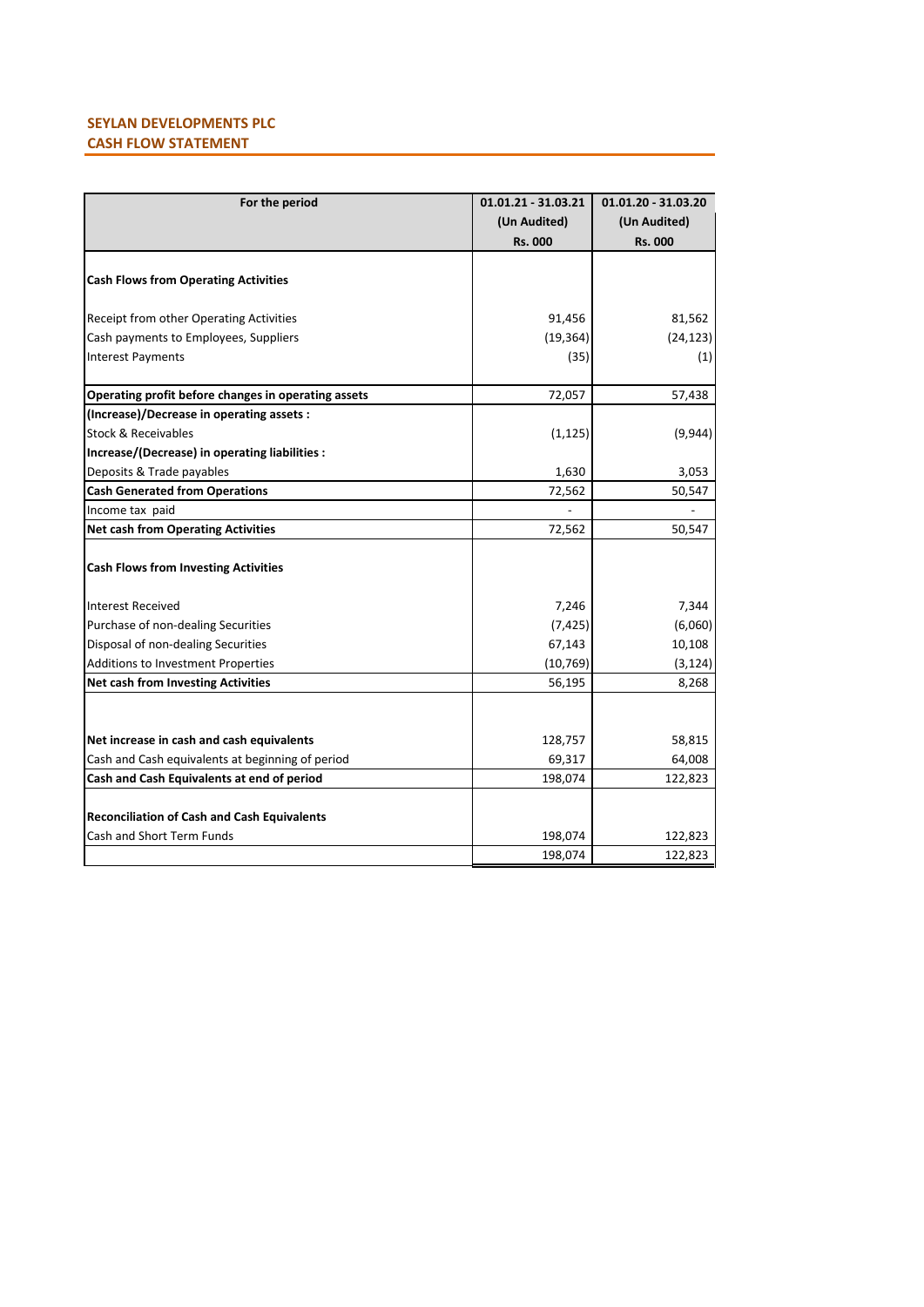**SEYLAN DEVELOPMENTS PLC**
**CASH FLOW STATEMENT**

| For the period | 01.01.21 - 31.03.21 (Un Audited) Rs. 000 | 01.01.20 - 31.03.20 (Un Audited) Rs. 000 |
|---|---|---|
| **Cash Flows from Operating Activities** | | |
| Receipt from other Operating Activities | 91,456 | 81,562 |
| Cash payments to Employees, Suppliers | (19,364) | (24,123) |
| Interest Payments | (35) | (1) |
| **Operating profit before changes in operating assets** | 72,057 | 57,438 |
| **(Increase)/Decrease in operating assets :** | | |
| Stock & Receivables | (1,125) | (9,944) |
| **Increase/(Decrease) in operating liabilities :** | | |
| Deposits & Trade payables | 1,630 | 3,053 |
| **Cash Generated from Operations** | 72,562 | 50,547 |
| Income tax paid | - | - |
| **Net cash from Operating Activities** | 72,562 | 50,547 |
| **Cash Flows from Investing Activities** | | |
| Interest Received | 7,246 | 7,344 |
| Purchase of non-dealing Securities | (7,425) | (6,060) |
| Disposal of non-dealing Securities | 67,143 | 10,108 |
| Additions to Investment Properties | (10,769) | (3,124) |
| **Net cash from Investing Activities** | 56,195 | 8,268 |
| **Net increase in cash and cash equivalents** | 128,757 | 58,815 |
| Cash and Cash equivalents at beginning of period | 69,317 | 64,008 |
| **Cash and Cash Equivalents at end of period** | 198,074 | 122,823 |
| **Reconciliation of Cash and Cash Equivalents** | | |
| Cash and Short Term Funds | 198,074 | 122,823 |
| | 198,074 | 122,823 |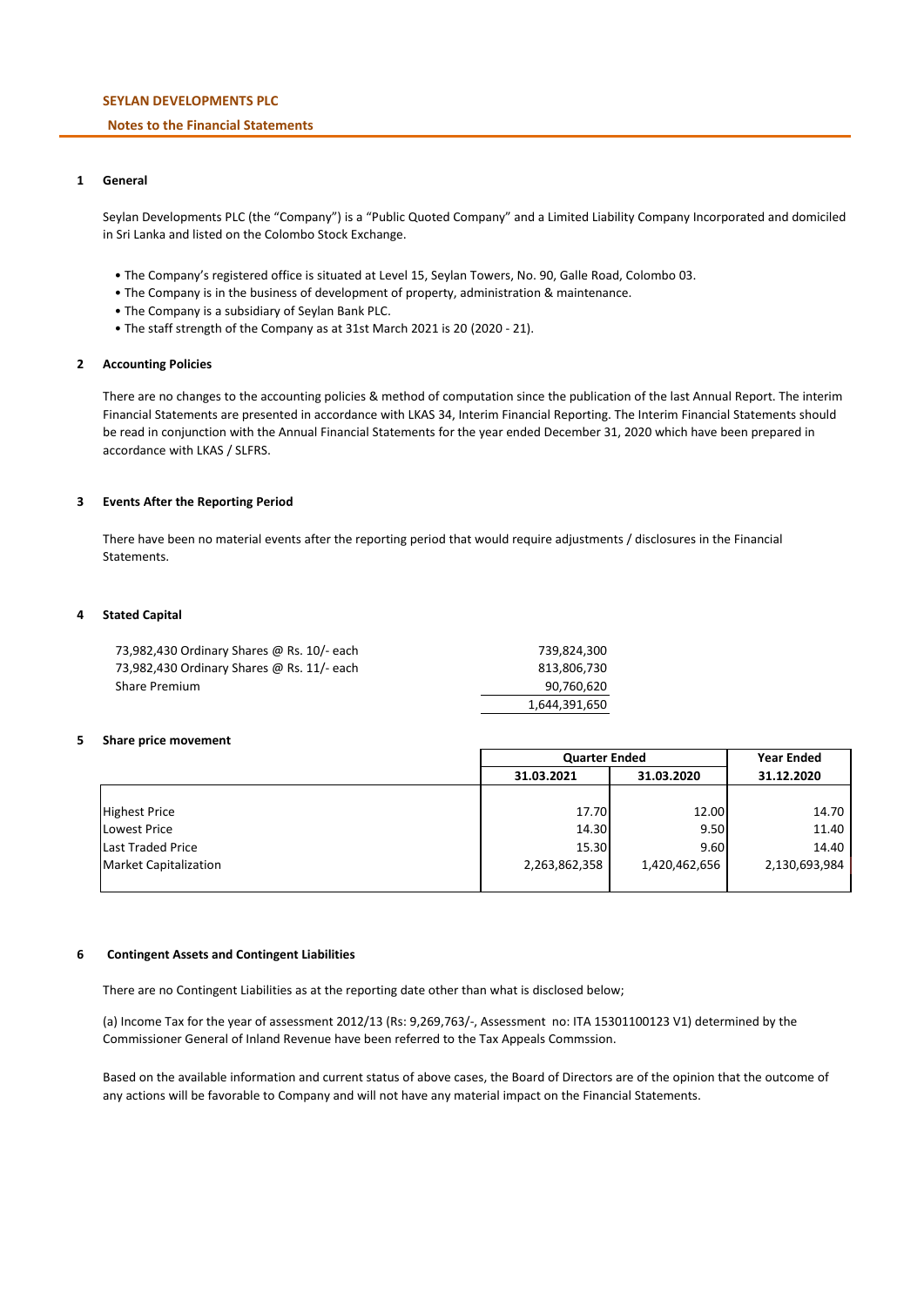**SEYLAN DEVELOPMENTS PLC**

**Notes to the Financial Statements**

## 1 General

Seylan Developments PLC (the "Company") is a "Public Quoted Company" and a Limited Liability Company Incorporated and domiciled in Sri Lanka and listed on the Colombo Stock Exchange.

- The Company's registered office is situated at Level 15, Seylan Towers, No. 90, Galle Road, Colombo 03.
- The Company is in the business of development of property, administration & maintenance.
- The Company is a subsidiary of Seylan Bank PLC.
- The staff strength of the Company as at 31st March 2021 is 20 (2020 - 21).

## 2 Accounting Policies

There are no changes to the accounting policies & method of computation since the publication of the last Annual Report. The interim Financial Statements are presented in accordance with LKAS 34, Interim Financial Reporting. The Interim Financial Statements should be read in conjunction with the Annual Financial Statements for the year ended December 31, 2020 which have been prepared in accordance with LKAS / SLFRS.

## 3 Events After the Reporting Period

There have been no material events after the reporting period that would require adjustments / disclosures in the Financial Statements.

## 4 Stated Capital

| | |
|---|---|
| 73,982,430 Ordinary Shares @ Rs. 10/- each | 739,824,300 |
| 73,982,430 Ordinary Shares @ Rs. 11/- each | 813,806,730 |
| Share Premium | 90,760,620 |
| | 1,644,391,650 |

## 5 Share price movement

| | Quarter Ended | | Year Ended |
|---|---|---|---|
| | 31.03.2021 | 31.03.2020 | 31.12.2020 |
| Highest Price | 17.70 | 12.00 | 14.70 |
| Lowest Price | 14.30 | 9.50 | 11.40 |
| Last Traded Price | 15.30 | 9.60 | 14.40 |
| Market Capitalization | 2,263,862,358 | 1,420,462,656 | 2,130,693,984 |

## 6 Contingent Assets and Contingent Liabilities

There are no Contingent Liabilities as at the reporting date other than what is disclosed below;

(a) Income Tax for the year of assessment 2012/13 (Rs: 9,269,763/-, Assessment no: ITA 15301100123 V1) determined by the Commissioner General of Inland Revenue have been referred to the Tax Appeals Commssion.

Based on the available information and current status of above cases, the Board of Directors are of the opinion that the outcome of any actions will be favorable to Company and will not have any material impact on the Financial Statements.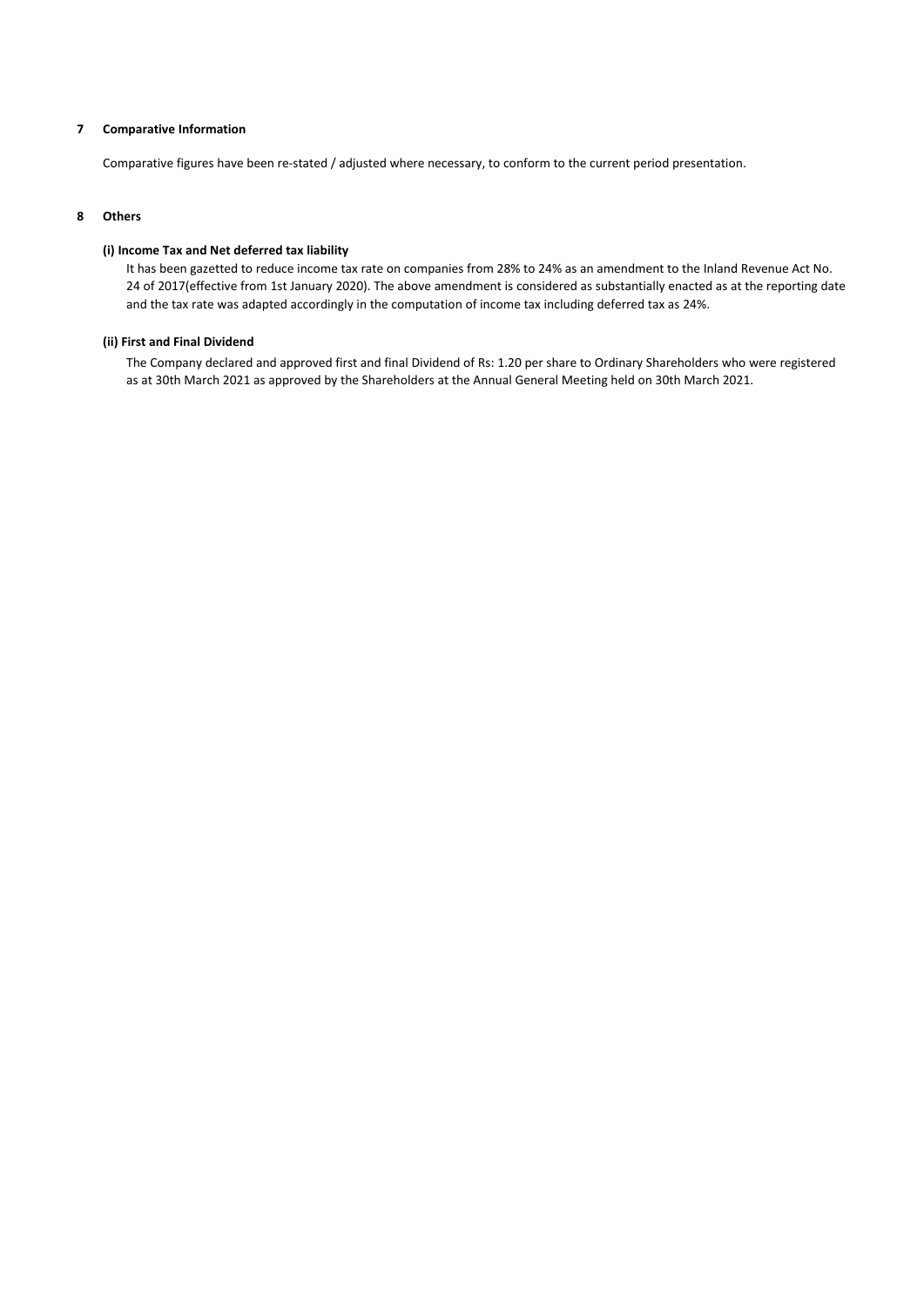## 7 Comparative Information

Comparative figures have been re-stated / adjusted where necessary, to conform to the current period presentation.

## 8 Others

### (i) Income Tax and Net deferred tax liability

It has been gazetted to reduce income tax rate on companies from 28% to 24% as an amendment to the Inland Revenue Act No. 24 of 2017(effective from 1st January 2020). The above amendment is considered as substantially enacted as at the reporting date and the tax rate was adapted accordingly in the computation of income tax including deferred tax as 24%.

### (ii) First and Final Dividend

The Company declared and approved first and final Dividend of Rs: 1.20 per share to Ordinary Shareholders who were registered as at 30th March 2021 as approved by the Shareholders at the Annual General Meeting held on 30th March 2021.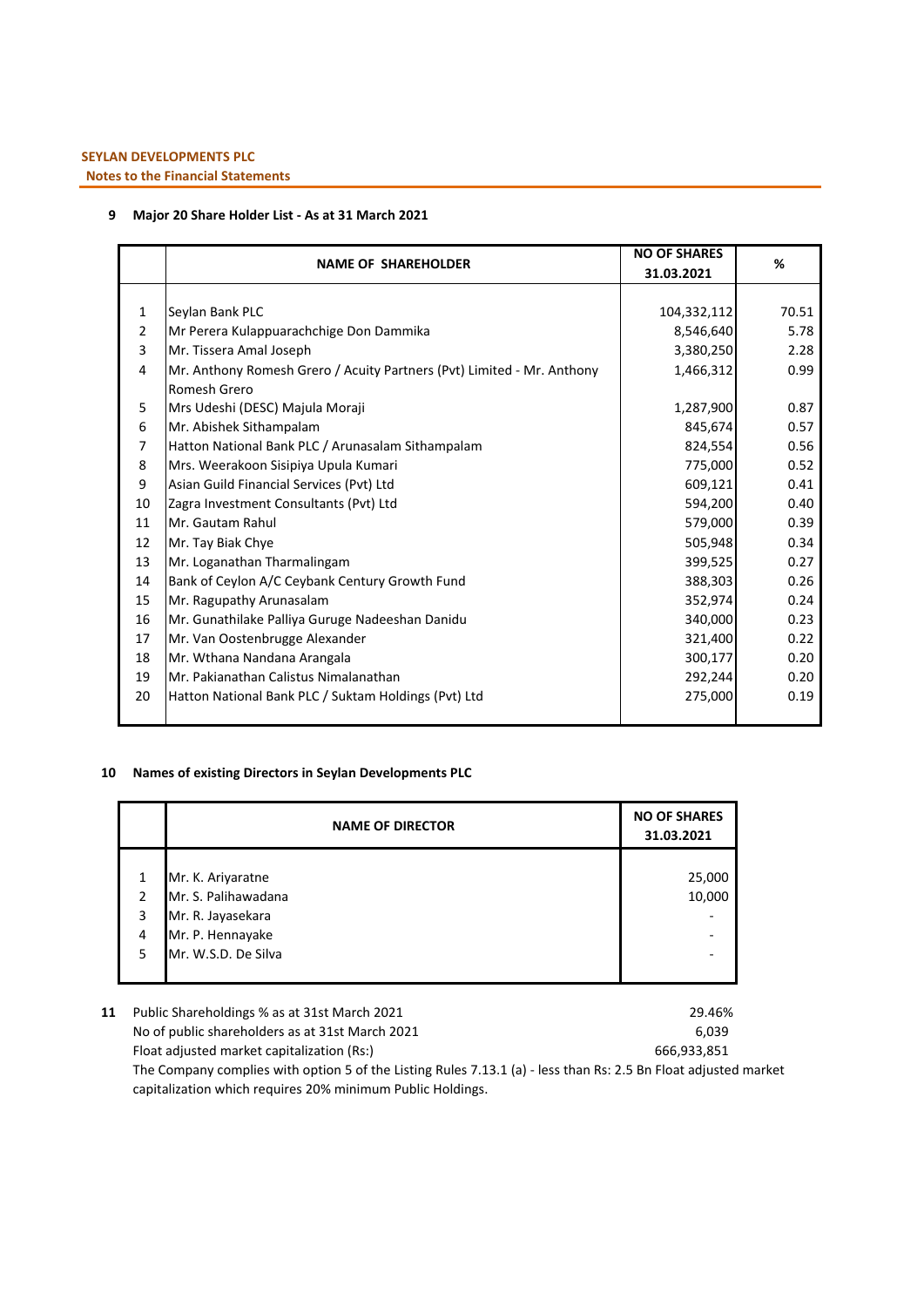**SEYLAN DEVELOPMENTS PLC**

**Notes to the Financial Statements**

**9 Major 20 Share Holder List - As at 31 March 2021**

| | NAME OF SHAREHOLDER | NO OF SHARES 31.03.2021 | % |
|---|---|---|---|
| 1 | Seylan Bank PLC | 104,332,112 | 70.51 |
| 2 | Mr Perera Kulappuarachchige Don Dammika | 8,546,640 | 5.78 |
| 3 | Mr. Tissera Amal Joseph | 3,380,250 | 2.28 |
| 4 | Mr. Anthony Romesh Grero / Acuity Partners (Pvt) Limited - Mr. Anthony Romesh Grero | 1,466,312 | 0.99 |
| 5 | Mrs Udeshi (DESC) Majula Moraji | 1,287,900 | 0.87 |
| 6 | Mr. Abishek Sithampalam | 845,674 | 0.57 |
| 7 | Hatton National Bank PLC / Arunasalam Sithampalam | 824,554 | 0.56 |
| 8 | Mrs. Weerakoon Sisipiya Upula Kumari | 775,000 | 0.52 |
| 9 | Asian Guild Financial Services (Pvt) Ltd | 609,121 | 0.41 |
| 10 | Zagra Investment Consultants (Pvt) Ltd | 594,200 | 0.40 |
| 11 | Mr. Gautam Rahul | 579,000 | 0.39 |
| 12 | Mr. Tay Biak Chye | 505,948 | 0.34 |
| 13 | Mr. Loganathan Tharmalingam | 399,525 | 0.27 |
| 14 | Bank of Ceylon A/C Ceybank Century Growth Fund | 388,303 | 0.26 |
| 15 | Mr. Ragupathy Arunasalam | 352,974 | 0.24 |
| 16 | Mr. Gunathilake Palliya Guruge Nadeeshan Danidu | 340,000 | 0.23 |
| 17 | Mr. Van Oostenbrugge Alexander | 321,400 | 0.22 |
| 18 | Mr. Wthana Nandana Arangala | 300,177 | 0.20 |
| 19 | Mr. Pakianathan Calistus Nimalanathan | 292,244 | 0.20 |
| 20 | Hatton National Bank PLC / Suktam Holdings (Pvt) Ltd | 275,000 | 0.19 |

**10 Names of existing Directors in Seylan Developments PLC**

| | NAME OF DIRECTOR | NO OF SHARES 31.03.2021 |
|---|---|---|
| 1 | Mr. K. Ariyaratne | 25,000 |
| 2 | Mr. S. Palihawadana | 10,000 |
| 3 | Mr. R. Jayasekara | - |
| 4 | Mr. P. Hennayake | - |
| 5 | Mr. W.S.D. De Silva | - |

**11** Public Shareholdings % as at 31st March 2021 — 29.46%

No of public shareholders as at 31st March 2021 — 6,039

Float adjusted market capitalization (Rs:) — 666,933,851

The Company complies with option 5 of the Listing Rules 7.13.1 (a) - less than Rs: 2.5 Bn Float adjusted market capitalization which requires 20% minimum Public Holdings.